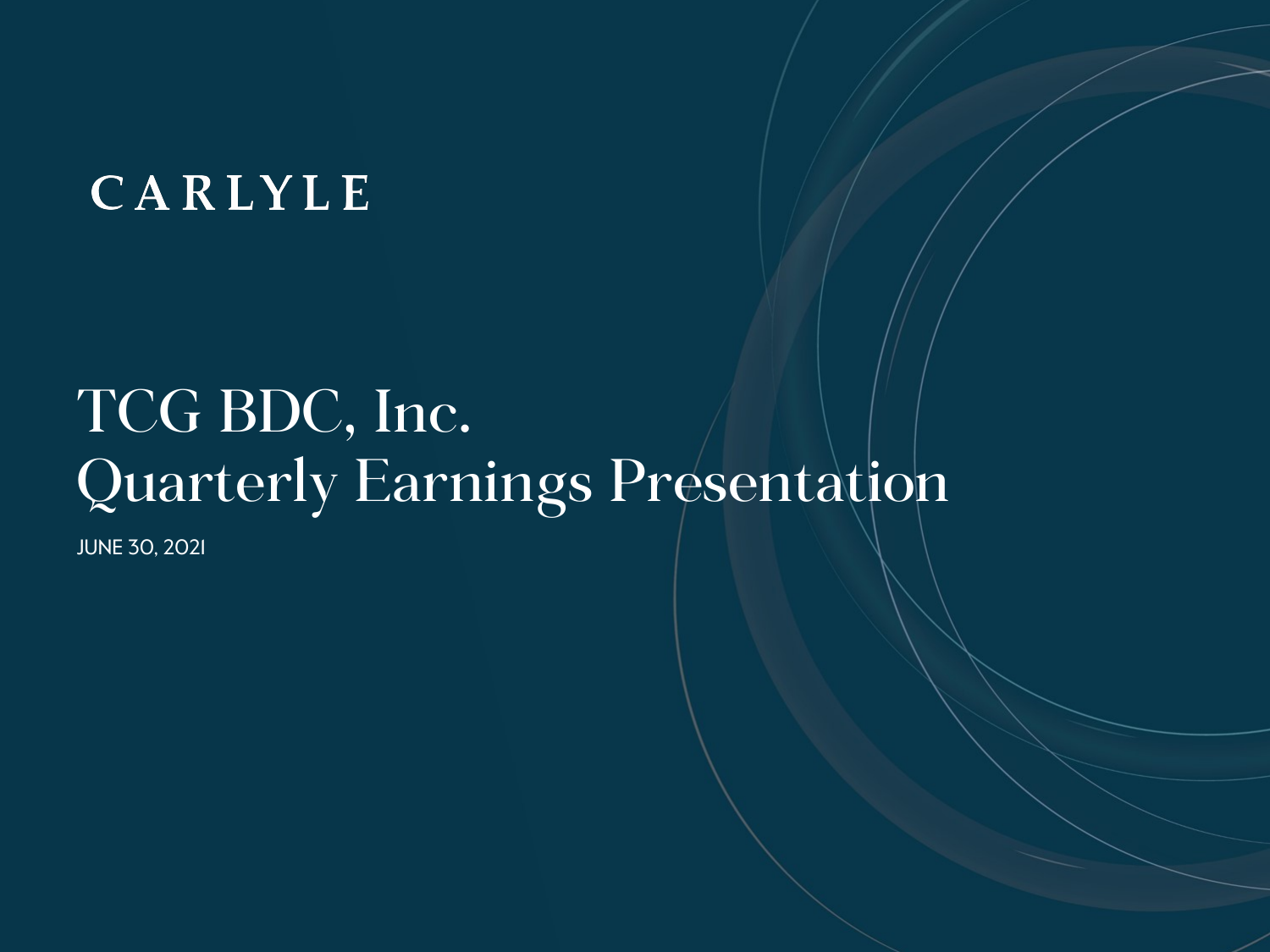CARLYLE

# TCG BDC, Inc.
# Quarterly Earnings Presentation

JUNE 30, 2021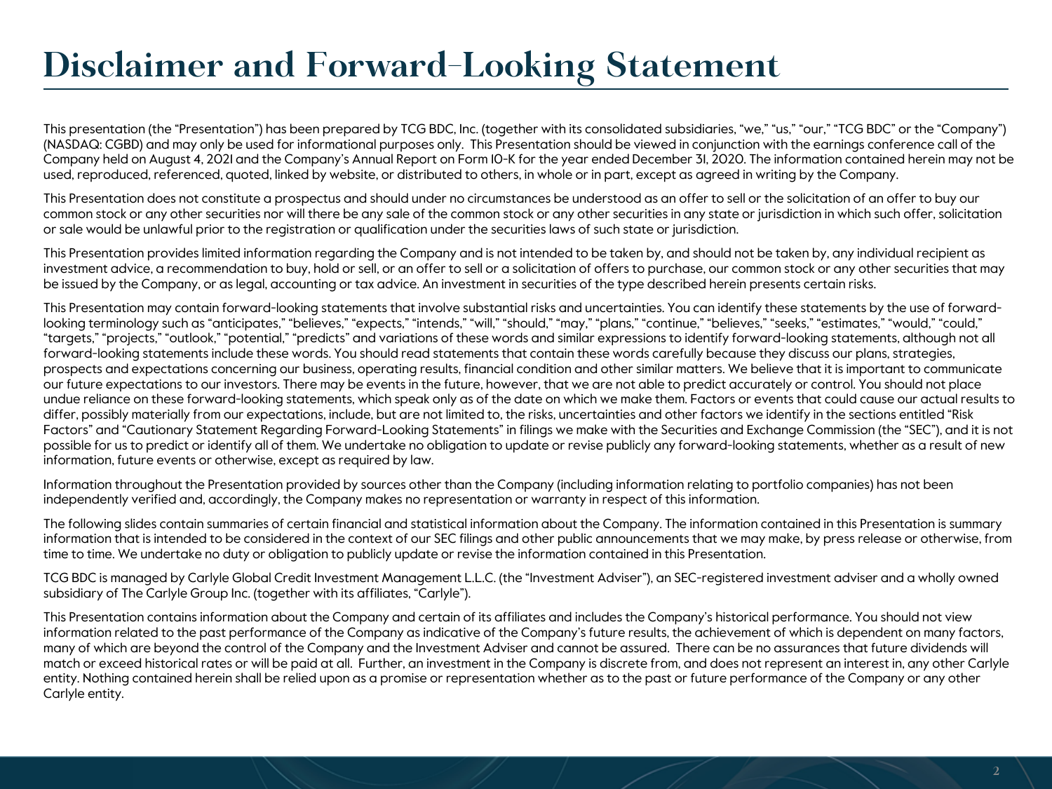# Disclaimer and Forward-Looking Statement

This presentation (the "Presentation") has been prepared by TCG BDC, Inc. (together with its consolidated subsidiaries, "we," "us," "our," "TCG BDC" or the "Company") (NASDAQ: CGBD) and may only be used for informational purposes only. This Presentation should be viewed in conjunction with the earnings conference call of the Company held on August 4, 2021 and the Company's Annual Report on Form 10-K for the year ended December 31, 2020. The information contained herein may not be used, reproduced, referenced, quoted, linked by website, or distributed to others, in whole or in part, except as agreed in writing by the Company.

This Presentation does not constitute a prospectus and should under no circumstances be understood as an offer to sell or the solicitation of an offer to buy our common stock or any other securities nor will there be any sale of the common stock or any other securities in any state or jurisdiction in which such offer, solicitation or sale would be unlawful prior to the registration or qualification under the securities laws of such state or jurisdiction.

This Presentation provides limited information regarding the Company and is not intended to be taken by, and should not be taken by, any individual recipient as investment advice, a recommendation to buy, hold or sell, or an offer to sell or a solicitation of offers to purchase, our common stock or any other securities that may be issued by the Company, or as legal, accounting or tax advice. An investment in securities of the type described herein presents certain risks.

This Presentation may contain forward-looking statements that involve substantial risks and uncertainties. You can identify these statements by the use of forward-looking terminology such as "anticipates," "believes," "expects," "intends," "will," "should," "may," "plans," "continue," "believes," "seeks," "estimates," "would," "could," "targets," "projects," "outlook," "potential," "predicts" and variations of these words and similar expressions to identify forward-looking statements, although not all forward-looking statements include these words. You should read statements that contain these words carefully because they discuss our plans, strategies, prospects and expectations concerning our business, operating results, financial condition and other similar matters. We believe that it is important to communicate our future expectations to our investors. There may be events in the future, however, that we are not able to predict accurately or control. You should not place undue reliance on these forward-looking statements, which speak only as of the date on which we make them. Factors or events that could cause our actual results to differ, possibly materially from our expectations, include, but are not limited to, the risks, uncertainties and other factors we identify in the sections entitled "Risk Factors" and "Cautionary Statement Regarding Forward-Looking Statements" in filings we make with the Securities and Exchange Commission (the "SEC"), and it is not possible for us to predict or identify all of them. We undertake no obligation to update or revise publicly any forward-looking statements, whether as a result of new information, future events or otherwise, except as required by law.

Information throughout the Presentation provided by sources other than the Company (including information relating to portfolio companies) has not been independently verified and, accordingly, the Company makes no representation or warranty in respect of this information.

The following slides contain summaries of certain financial and statistical information about the Company. The information contained in this Presentation is summary information that is intended to be considered in the context of our SEC filings and other public announcements that we may make, by press release or otherwise, from time to time. We undertake no duty or obligation to publicly update or revise the information contained in this Presentation.

TCG BDC is managed by Carlyle Global Credit Investment Management L.L.C. (the "Investment Adviser"), an SEC-registered investment adviser and a wholly owned subsidiary of The Carlyle Group Inc. (together with its affiliates, "Carlyle").

This Presentation contains information about the Company and certain of its affiliates and includes the Company's historical performance. You should not view information related to the past performance of the Company as indicative of the Company's future results, the achievement of which is dependent on many factors, many of which are beyond the control of the Company and the Investment Adviser and cannot be assured. There can be no assurances that future dividends will match or exceed historical rates or will be paid at all. Further, an investment in the Company is discrete from, and does not represent an interest in, any other Carlyle entity. Nothing contained herein shall be relied upon as a promise or representation whether as to the past or future performance of the Company or any other Carlyle entity.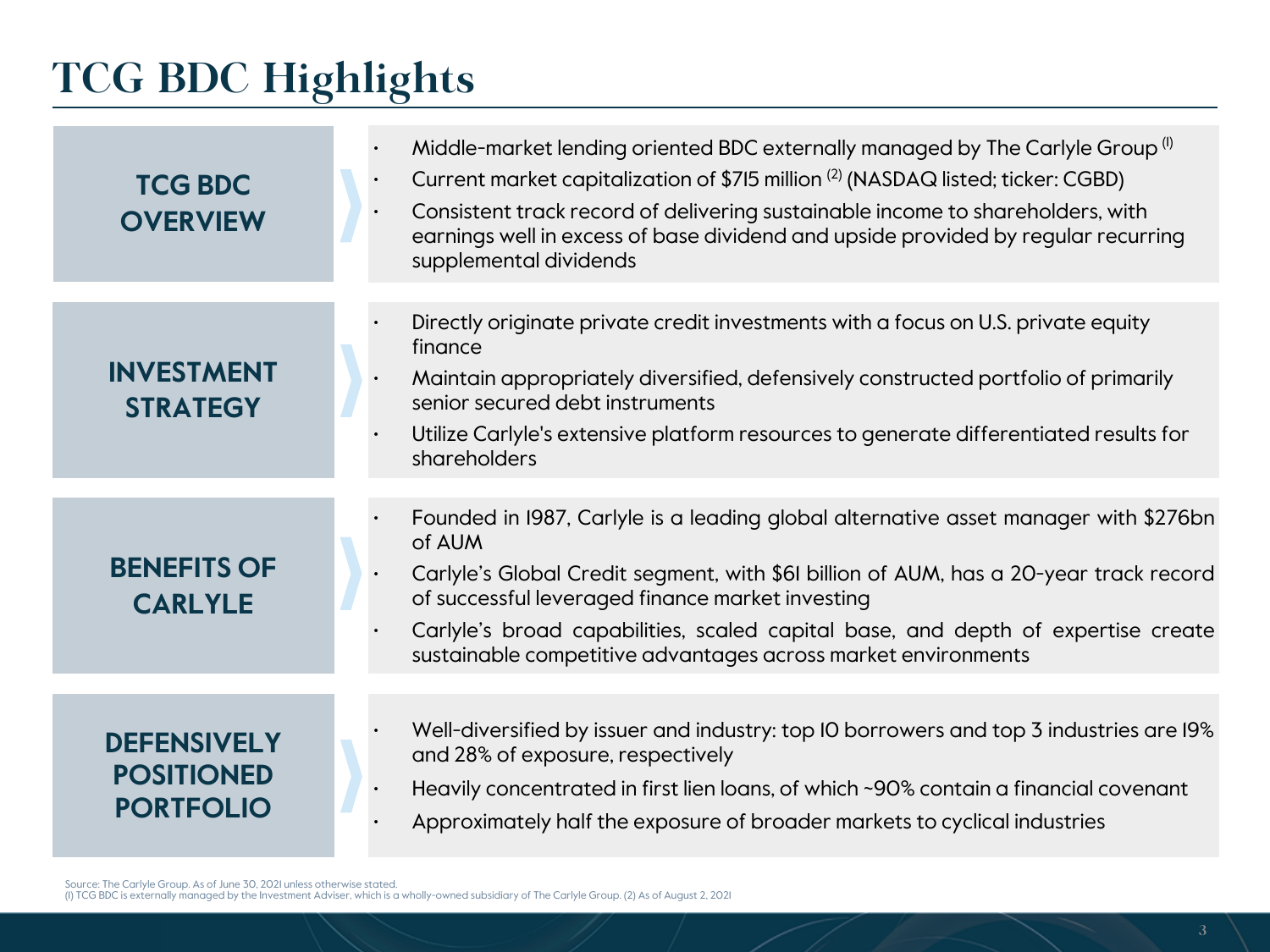# TCG BDC Highlights

## TCG BDC OVERVIEW

- Middle-market lending oriented BDC externally managed by The Carlyle Group [1]
- Current market capitalization of $715 million [2] (NASDAQ listed; ticker: CGBD)
- Consistent track record of delivering sustainable income to shareholders, with earnings well in excess of base dividend and upside provided by regular recurring supplemental dividends

## INVESTMENT STRATEGY

- Directly originate private credit investments with a focus on U.S. private equity finance
- Maintain appropriately diversified, defensively constructed portfolio of primarily senior secured debt instruments
- Utilize Carlyle's extensive platform resources to generate differentiated results for shareholders

## BENEFITS OF CARLYLE

- Founded in 1987, Carlyle is a leading global alternative asset manager with $276bn of AUM
- Carlyle's Global Credit segment, with $61 billion of AUM, has a 20-year track record of successful leveraged finance market investing
- Carlyle's broad capabilities, scaled capital base, and depth of expertise create sustainable competitive advantages across market environments

## DEFENSIVELY POSITIONED PORTFOLIO

- Well-diversified by issuer and industry: top 10 borrowers and top 3 industries are 19% and 28% of exposure, respectively
- Heavily concentrated in first lien loans, of which ~90% contain a financial covenant
- Approximately half the exposure of broader markets to cyclical industries

Source: The Carlyle Group. As of June 30, 2021 unless otherwise stated.
(1) TCG BDC is externally managed by the Investment Adviser, which is a wholly-owned subsidiary of The Carlyle Group. (2) As of August 2, 2021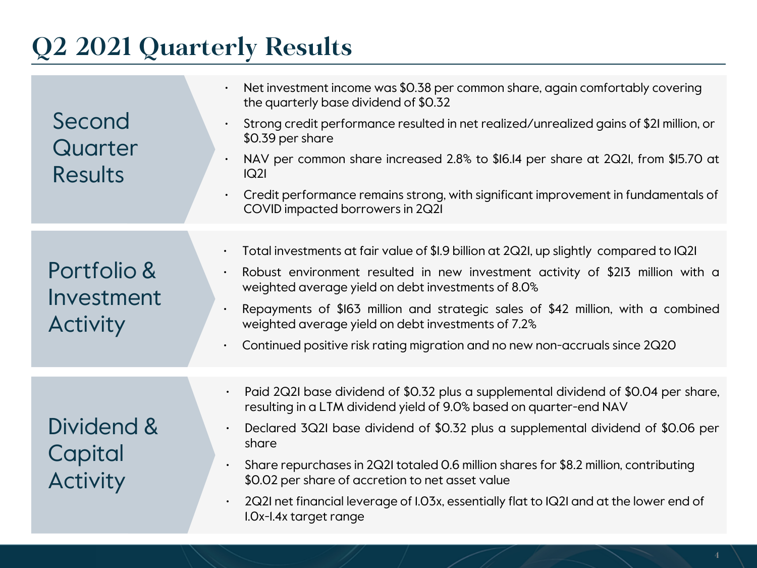# Q2 2021 Quarterly Results

## Second Quarter Results

- Net investment income was $0.38 per common share, again comfortably covering the quarterly base dividend of $0.32
- Strong credit performance resulted in net realized/unrealized gains of $21 million, or $0.39 per share
- NAV per common share increased 2.8% to $16.14 per share at 2Q21, from $15.70 at 1Q21
- Credit performance remains strong, with significant improvement in fundamentals of COVID impacted borrowers in 2Q21

## Portfolio & Investment Activity

- Total investments at fair value of $1.9 billion at 2Q21, up slightly compared to 1Q21
- Robust environment resulted in new investment activity of $213 million with a weighted average yield on debt investments of 8.0%
- Repayments of $163 million and strategic sales of $42 million, with a combined weighted average yield on debt investments of 7.2%
- Continued positive risk rating migration and no new non-accruals since 2Q20

## Dividend & Capital Activity

- Paid 2Q21 base dividend of $0.32 plus a supplemental dividend of $0.04 per share, resulting in a LTM dividend yield of 9.0% based on quarter-end NAV
- Declared 3Q21 base dividend of $0.32 plus a supplemental dividend of $0.06 per share
- Share repurchases in 2Q21 totaled 0.6 million shares for $8.2 million, contributing $0.02 per share of accretion to net asset value
- 2Q21 net financial leverage of 1.03x, essentially flat to 1Q21 and at the lower end of 1.0x-1.4x target range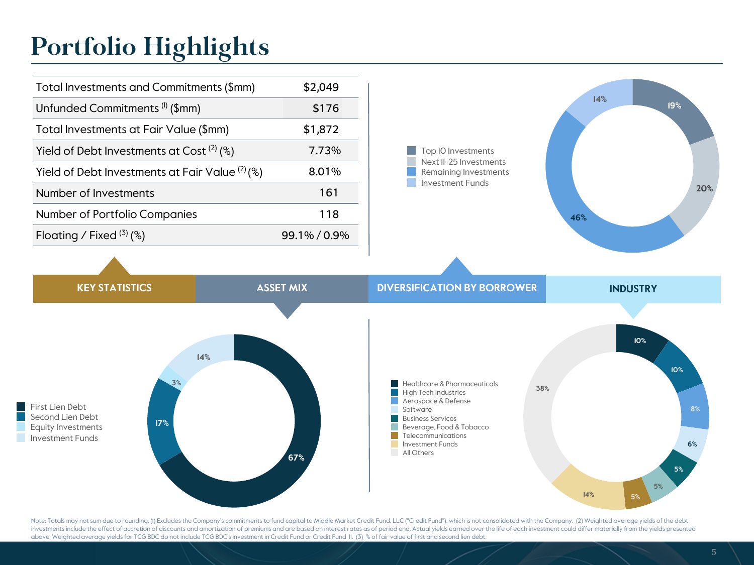# Portfolio Highlights

## KEY STATISTICS

| | |
|---|---|
| Total Investments and Commitments ($mm) | $2,049 |
| Unfunded Commitments [1] ($mm) | $176 |
| Total Investments at Fair Value ($mm) | $1,872 |
| Yield of Debt Investments at Cost [2] (%) | 7.73% |
| Yield of Debt Investments at Fair Value [2] (%) | 8.01% |
| Number of Investments | 161 |
| Number of Portfolio Companies | 118 |
| Floating / Fixed [3] (%) | 99.1% / 0.9% |

## DIVERSIFICATION BY BORROWER

| Category | % |
|---|---|
| Top 10 Investments | 19% |
| Next 11-25 Investments | 20% |
| Remaining Investments | 46% |
| Investment Funds | 14% |

## ASSET MIX

| Category | % |
|---|---|
| First Lien Debt | 67% |
| Second Lien Debt | 17% |
| Equity Investments | 3% |
| Investment Funds | 14% |

## INDUSTRY

| Category | % |
|---|---|
| Healthcare & Pharmaceuticals | 10% |
| High Tech Industries | 10% |
| Aerospace & Defense | 8% |
| Software | 6% |
| Business Services | 5% |
| Beverage, Food & Tobacco | 5% |
| Telecommunications | 5% |
| Investment Funds | 14% |
| All Others | 38% |

Note: Totals may not sum due to rounding. (1) Excludes the Company's commitments to fund capital to Middle Market Credit Fund, LLC ("Credit Fund"), which is not consolidated with the Company. (2) Weighted average yields of the debt investments include the effect of accretion of discounts and amortization of premiums and are based on interest rates as of period end. Actual yields earned over the life of each investment could differ materially from the yields presented above. Weighted average yields for TCG BDC do not include TCG BDC's investment in Credit Fund or Credit Fund II. (3) % of fair value of first and second lien debt.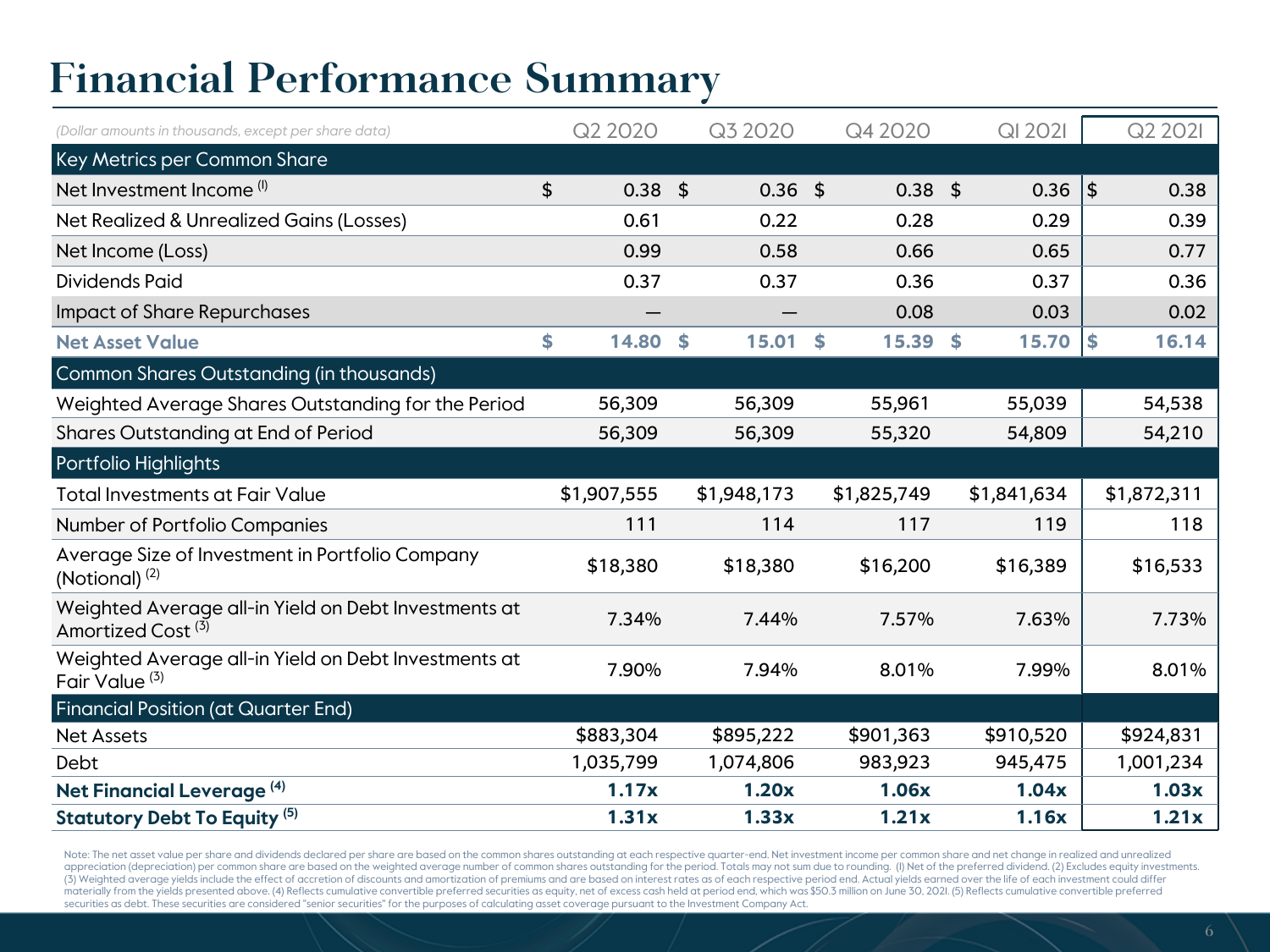# Financial Performance Summary

| *(Dollar amounts in thousands, except per share data)* | Q2 2020 | Q3 2020 | Q4 2020 | Q1 2021 | Q2 2021 |
|---|---|---|---|---|---|
| **Key Metrics per Common Share** | | | | | |
| Net Investment Income (1) | $ 0.38 | $ 0.36 | $ 0.38 | $ 0.36 | $ 0.38 |
| Net Realized & Unrealized Gains (Losses) | 0.61 | 0.22 | 0.28 | 0.29 | 0.39 |
| Net Income (Loss) | 0.99 | 0.58 | 0.66 | 0.65 | 0.77 |
| Dividends Paid | 0.37 | 0.37 | 0.36 | 0.37 | 0.36 |
| Impact of Share Repurchases | — | — | 0.08 | 0.03 | 0.02 |
| **Net Asset Value** | **$ 14.80** | **$ 15.01** | **$ 15.39** | **$ 15.70** | **$ 16.14** |
| **Common Shares Outstanding (in thousands)** | | | | | |
| Weighted Average Shares Outstanding for the Period | 56,309 | 56,309 | 55,961 | 55,039 | 54,538 |
| Shares Outstanding at End of Period | 56,309 | 56,309 | 55,320 | 54,809 | 54,210 |
| **Portfolio Highlights** | | | | | |
| Total Investments at Fair Value | $1,907,555 | $1,948,173 | $1,825,749 | $1,841,634 | $1,872,311 |
| Number of Portfolio Companies | 111 | 114 | 117 | 119 | 118 |
| Average Size of Investment in Portfolio Company (Notional) (2) | $18,380 | $18,380 | $16,200 | $16,389 | $16,533 |
| Weighted Average all-in Yield on Debt Investments at Amortized Cost (3) | 7.34% | 7.44% | 7.57% | 7.63% | 7.73% |
| Weighted Average all-in Yield on Debt Investments at Fair Value (3) | 7.90% | 7.94% | 8.01% | 7.99% | 8.01% |
| **Financial Position (at Quarter End)** | | | | | |
| Net Assets | $883,304 | $895,222 | $901,363 | $910,520 | $924,831 |
| Debt | 1,035,799 | 1,074,806 | 983,923 | 945,475 | 1,001,234 |
| **Net Financial Leverage (4)** | **1.17x** | **1.20x** | **1.06x** | **1.04x** | **1.03x** |
| **Statutory Debt To Equity (5)** | **1.31x** | **1.33x** | **1.21x** | **1.16x** | **1.21x** |

Note: The net asset value per share and dividends declared per share are based on the common shares outstanding at each respective quarter-end. Net investment income per common share and net change in realized and unrealized appreciation (depreciation) per common share are based on the weighted average number of common shares outstanding for the period. Totals may not sum due to rounding. (1) Net of the preferred dividend. (2) Excludes equity investments. (3) Weighted average yields include the effect of accretion of discounts and amortization of premiums and are based on interest rates as of each respective period end. Actual yields earned over the life of each investment could differ materially from the yields presented above. (4) Reflects cumulative convertible preferred securities as equity, net of excess cash held at period end, which was $50.3 million on June 30, 2021. (5) Reflects cumulative convertible preferred securities as debt. These securities are considered "senior securities" for the purposes of calculating asset coverage pursuant to the Investment Company Act.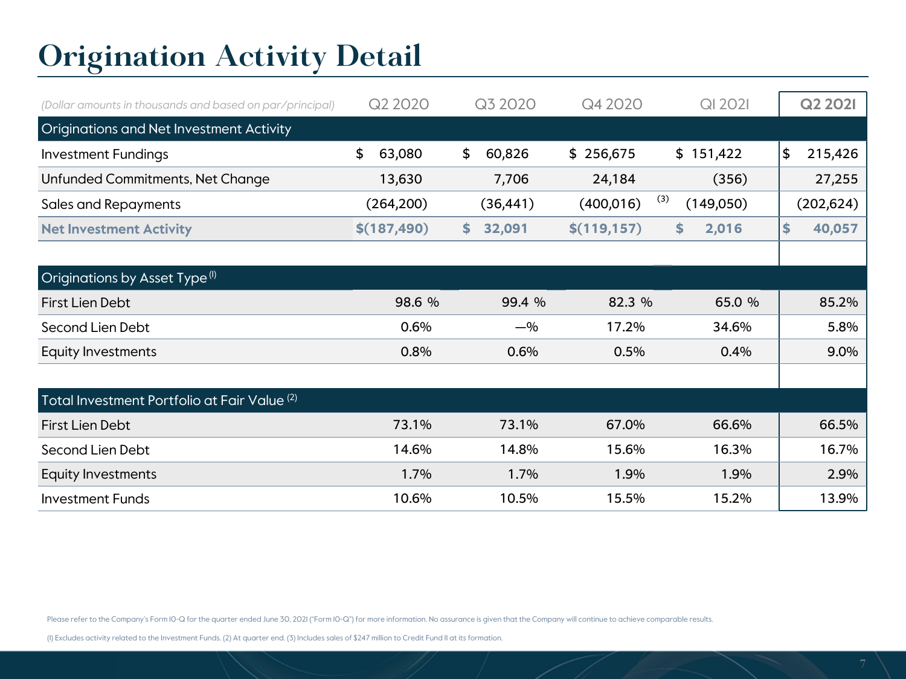# Origination Activity Detail

| *(Dollar amounts in thousands and based on par/principal)* | Q2 2020 | Q3 2020 | Q4 2020 | Q1 2021 | Q2 2021 |
|---|---|---|---|---|---|
| **Originations and Net Investment Activity** | | | | | |
| Investment Fundings | $ 63,080 | $ 60,826 | $ 256,675 | $ 151,422 | $ 215,426 |
| Unfunded Commitments, Net Change | 13,630 | 7,706 | 24,184 | (356) | 27,255 |
| Sales and Repayments | (264,200) | (36,441) | (400,016) [3] | (149,050) | (202,624) |
| **Net Investment Activity** | **$(187,490)** | **$ 32,091** | **$(119,157)** | **$ 2,016** | **$ 40,057** |
| | | | | | |
| **Originations by Asset Type [1]** | | | | | |
| First Lien Debt | 98.6 % | 99.4 % | 82.3 % | 65.0 % | 85.2% |
| Second Lien Debt | 0.6% | —% | 17.2% | 34.6% | 5.8% |
| Equity Investments | 0.8% | 0.6% | 0.5% | 0.4% | 9.0% |
| | | | | | |
| **Total Investment Portfolio at Fair Value [2]** | | | | | |
| First Lien Debt | 73.1% | 73.1% | 67.0% | 66.6% | 66.5% |
| Second Lien Debt | 14.6% | 14.8% | 15.6% | 16.3% | 16.7% |
| Equity Investments | 1.7% | 1.7% | 1.9% | 1.9% | 2.9% |
| Investment Funds | 10.6% | 10.5% | 15.5% | 15.2% | 13.9% |

Please refer to the Company's Form 10-Q for the quarter ended June 30, 2021 ("Form 10-Q") for more information. No assurance is given that the Company will continue to achieve comparable results.

(1) Excludes activity related to the Investment Funds. (2) At quarter end. (3) Includes sales of $247 million to Credit Fund II at its formation.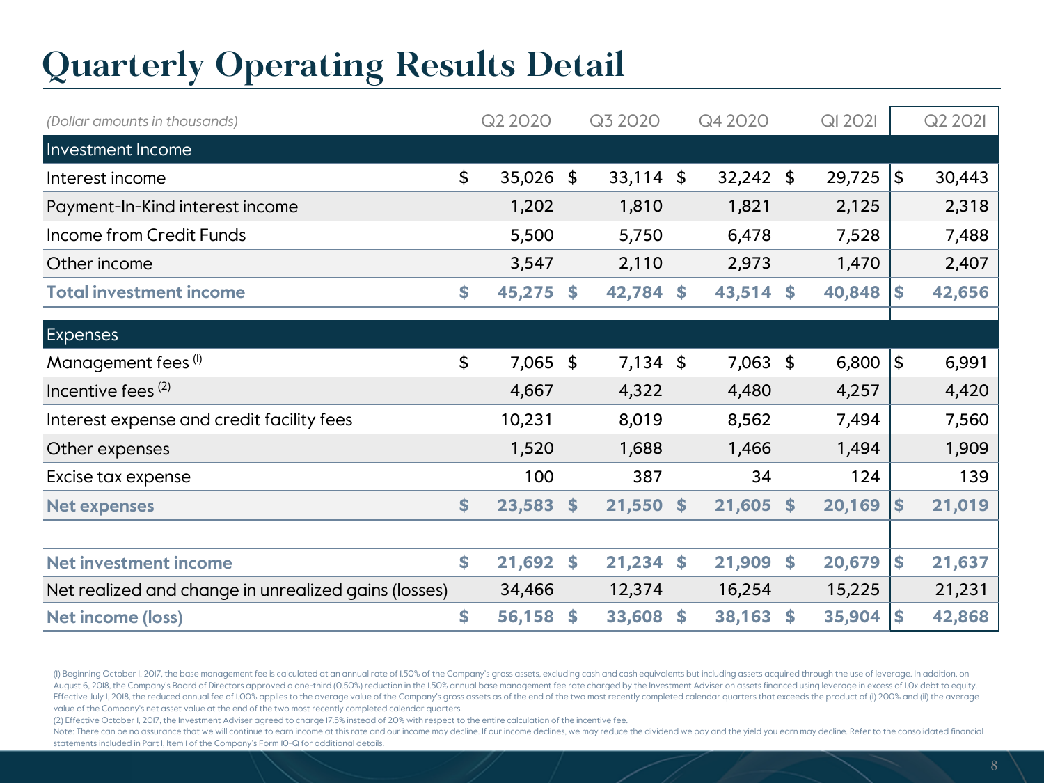# Quarterly Operating Results Detail

| *(Dollar amounts in thousands)* | Q2 2020 | Q3 2020 | Q4 2020 | Q1 2021 | Q2 2021 |
|---|---|---|---|---|---|
| **Investment Income** | | | | | |
| Interest income | $ 35,026 | $ 33,114 | $ 32,242 | $ 29,725 | $ 30,443 |
| Payment-In-Kind interest income | 1,202 | 1,810 | 1,821 | 2,125 | 2,318 |
| Income from Credit Funds | 5,500 | 5,750 | 6,478 | 7,528 | 7,488 |
| Other income | 3,547 | 2,110 | 2,973 | 1,470 | 2,407 |
| **Total investment income** | **$ 45,275** | **$ 42,784** | **$ 43,514** | **$ 40,848** | **$ 42,656** |
| **Expenses** | | | | | |
| Management fees (1) | $ 7,065 | $ 7,134 | $ 7,063 | $ 6,800 | $ 6,991 |
| Incentive fees (2) | 4,667 | 4,322 | 4,480 | 4,257 | 4,420 |
| Interest expense and credit facility fees | 10,231 | 8,019 | 8,562 | 7,494 | 7,560 |
| Other expenses | 1,520 | 1,688 | 1,466 | 1,494 | 1,909 |
| Excise tax expense | 100 | 387 | 34 | 124 | 139 |
| **Net expenses** | **$ 23,583** | **$ 21,550** | **$ 21,605** | **$ 20,169** | **$ 21,019** |
| | | | | | |
| **Net investment income** | **$ 21,692** | **$ 21,234** | **$ 21,909** | **$ 20,679** | **$ 21,637** |
| Net realized and change in unrealized gains (losses) | 34,466 | 12,374 | 16,254 | 15,225 | 21,231 |
| **Net income (loss)** | **$ 56,158** | **$ 33,608** | **$ 38,163** | **$ 35,904** | **$ 42,868** |

(1) Beginning October 1, 2017, the base management fee is calculated at an annual rate of 1.50% of the Company's gross assets, excluding cash and cash equivalents but including assets acquired through the use of leverage. In addition, on August 6, 2018, the Company's Board of Directors approved a one-third (0.50%) reduction in the 1.50% annual base management fee rate charged by the Investment Adviser on assets financed using leverage in excess of 1.0x debt to equity. Effective July 1, 2018, the reduced annual fee of 1.00% applies to the average value of the Company's gross assets as of the end of the two most recently completed calendar quarters that exceeds the product of (i) 200% and (ii) the average value of the Company's net asset value at the end of the two most recently completed calendar quarters.

(2) Effective October 1, 2017, the Investment Adviser agreed to charge 17.5% instead of 20% with respect to the entire calculation of the incentive fee.

Note: There can be no assurance that we will continue to earn income at this rate and our income may decline. If our income declines, we may reduce the dividend we pay and the yield you earn may decline. Refer to the consolidated financial statements included in Part I, Item 1 of the Company's Form 10-Q for additional details.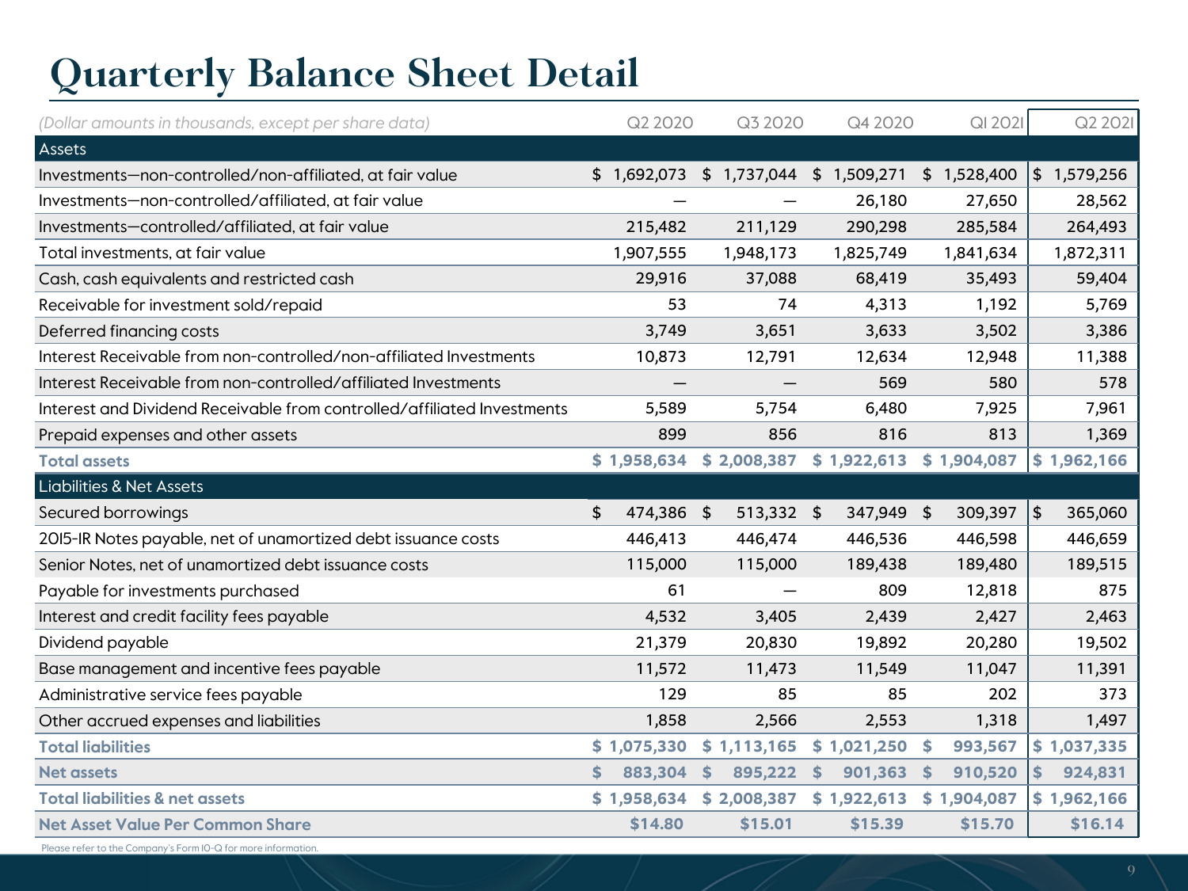# Quarterly Balance Sheet Detail

| (Dollar amounts in thousands, except per share data) | Q2 2020 | Q3 2020 | Q4 2020 | Q1 2021 | Q2 2021 |
|---|---|---|---|---|---|
| **Assets** | | | | | |
| Investments—non-controlled/non-affiliated, at fair value | $ 1,692,073 | $ 1,737,044 | $ 1,509,271 | $ 1,528,400 | $ 1,579,256 |
| Investments—non-controlled/affiliated, at fair value | — | — | 26,180 | 27,650 | 28,562 |
| Investments—controlled/affiliated, at fair value | 215,482 | 211,129 | 290,298 | 285,584 | 264,493 |
| Total investments, at fair value | 1,907,555 | 1,948,173 | 1,825,749 | 1,841,634 | 1,872,311 |
| Cash, cash equivalents and restricted cash | 29,916 | 37,088 | 68,419 | 35,493 | 59,404 |
| Receivable for investment sold/repaid | 53 | 74 | 4,313 | 1,192 | 5,769 |
| Deferred financing costs | 3,749 | 3,651 | 3,633 | 3,502 | 3,386 |
| Interest Receivable from non-controlled/non-affiliated Investments | 10,873 | 12,791 | 12,634 | 12,948 | 11,388 |
| Interest Receivable from non-controlled/affiliated Investments | — | — | 569 | 580 | 578 |
| Interest and Dividend Receivable from controlled/affiliated Investments | 5,589 | 5,754 | 6,480 | 7,925 | 7,961 |
| Prepaid expenses and other assets | 899 | 856 | 816 | 813 | 1,369 |
| **Total assets** | **$ 1,958,634** | **$ 2,008,387** | **$ 1,922,613** | **$ 1,904,087** | **$ 1,962,166** |
| **Liabilities & Net Assets** | | | | | |
| Secured borrowings | $ 474,386 | $ 513,332 | $ 347,949 | $ 309,397 | $ 365,060 |
| 2015-1R Notes payable, net of unamortized debt issuance costs | 446,413 | 446,474 | 446,536 | 446,598 | 446,659 |
| Senior Notes, net of unamortized debt issuance costs | 115,000 | 115,000 | 189,438 | 189,480 | 189,515 |
| Payable for investments purchased | 61 | — | 809 | 12,818 | 875 |
| Interest and credit facility fees payable | 4,532 | 3,405 | 2,439 | 2,427 | 2,463 |
| Dividend payable | 21,379 | 20,830 | 19,892 | 20,280 | 19,502 |
| Base management and incentive fees payable | 11,572 | 11,473 | 11,549 | 11,047 | 11,391 |
| Administrative service fees payable | 129 | 85 | 85 | 202 | 373 |
| Other accrued expenses and liabilities | 1,858 | 2,566 | 2,553 | 1,318 | 1,497 |
| **Total liabilities** | **$ 1,075,330** | **$ 1,113,165** | **$ 1,021,250** | **$ 993,567** | **$ 1,037,335** |
| **Net assets** | **$ 883,304** | **$ 895,222** | **$ 901,363** | **$ 910,520** | **$ 924,831** |
| **Total liabilities & net assets** | **$ 1,958,634** | **$ 2,008,387** | **$ 1,922,613** | **$ 1,904,087** | **$ 1,962,166** |
| **Net Asset Value Per Common Share** | **$14.80** | **$15.01** | **$15.39** | **$15.70** | **$16.14** |

Please refer to the Company's Form 10-Q for more information.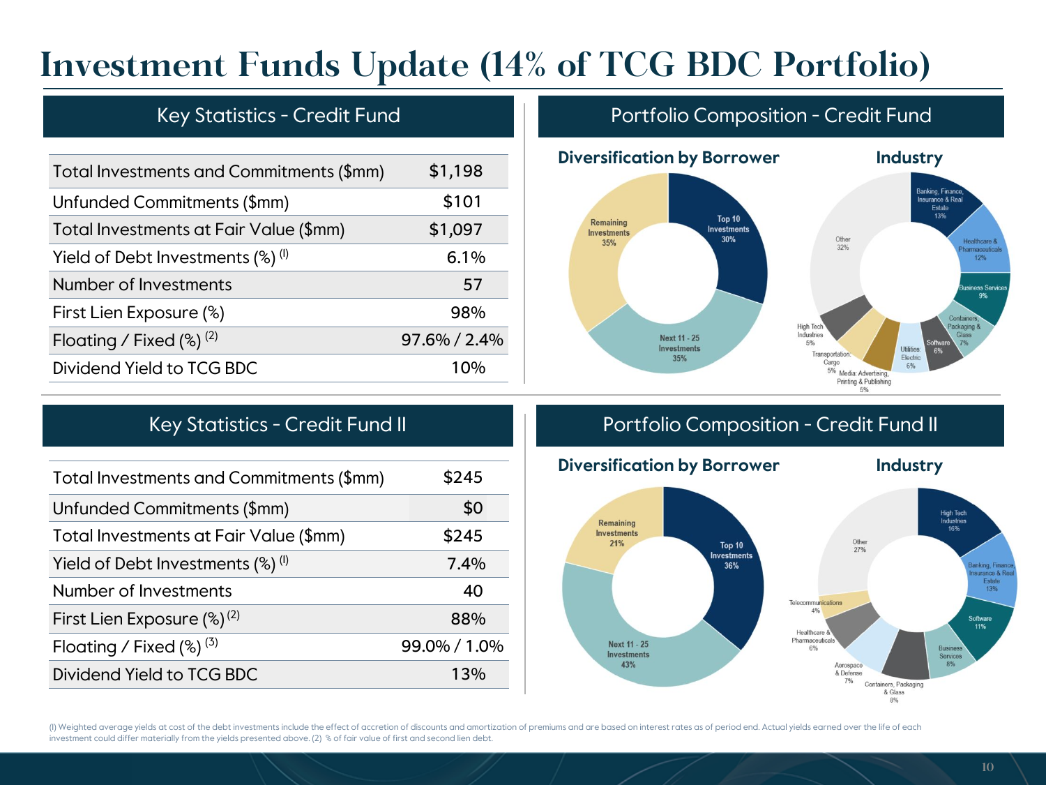# Investment Funds Update (14% of TCG BDC Portfolio)

## Key Statistics - Credit Fund

| | |
|---|---|
| Total Investments and Commitments ($mm) | $1,198 |
| Unfunded Commitments ($mm) | $101 |
| Total Investments at Fair Value ($mm) | $1,097 |
| Yield of Debt Investments (%) (l) | 6.1% |
| Number of Investments | 57 |
| First Lien Exposure (%) | 98% |
| Floating / Fixed (%) (2) | 97.6% / 2.4% |
| Dividend Yield to TCG BDC | 10% |

## Portfolio Composition - Credit Fund

### Diversification by Borrower

- Top 10 Investments 30%
- Next 11 - 25 Investments 35%
- Remaining Investments 35%

### Industry

- Banking, Finance, Insurance & Real Estate 13%
- Healthcare & Pharmaceuticals 12%
- Business Services 9%
- Containers, Packaging & Glass 7%
- Software 6%
- Utilities: Electric 6%
- Media: Advertising, Printing & Publishing 6%
- Transportation: Cargo 5%
- High Tech Industries 5%
- Other 32%

## Key Statistics - Credit Fund II

| | |
|---|---|
| Total Investments and Commitments ($mm) | $245 |
| Unfunded Commitments ($mm) | $0 |
| Total Investments at Fair Value ($mm) | $245 |
| Yield of Debt Investments (%) (l) | 7.4% |
| Number of Investments | 40 |
| First Lien Exposure (%) (2) | 88% |
| Floating / Fixed (%) (3) | 99.0% / 1.0% |
| Dividend Yield to TCG BDC | 13% |

## Portfolio Composition - Credit Fund II

### Diversification by Borrower

- Top 10 Investments 36%
- Next 11 - 25 Investments 43%
- Remaining Investments 21%

### Industry

- High Tech Industries 16%
- Banking, Finance, Insurance & Real Estate 13%
- Software 11%
- Business Services 8%
- Containers, Packaging & Glass 8%
- Aerospace & Defense 7%
- Healthcare & Pharmaceuticals 6%
- Telecommunications 4%
- Other 27%

(l) Weighted average yields at cost of the debt investments include the effect of accretion of discounts and amortization of premiums and are based on interest rates as of period end. Actual yields earned over the life of each investment could differ materially from the yields presented above. (2) % of fair value of first and second lien debt.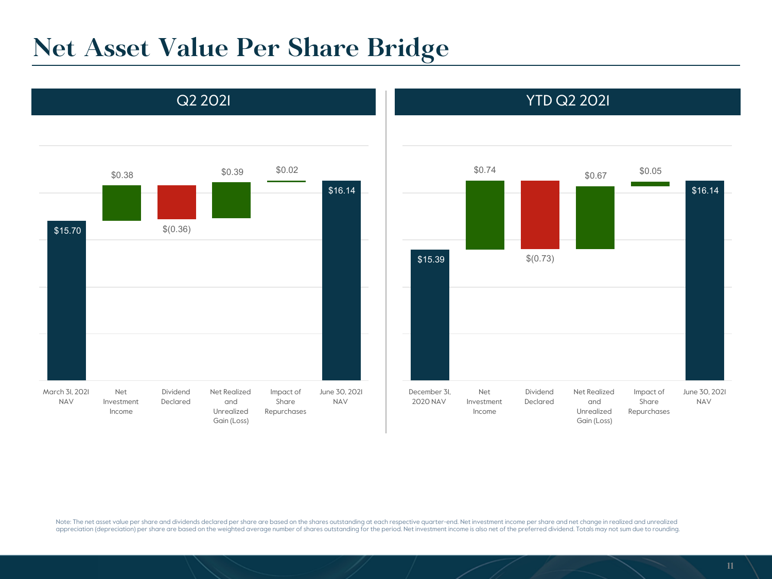# Net Asset Value Per Share Bridge

## Q2 2021

| March 31, 2021 NAV | Net Investment Income | Dividend Declared | Net Realized and Unrealized Gain (Loss) | Impact of Share Repurchases | June 30, 2021 NAV |
|---|---|---|---|---|---|
| $15.70 | $0.38 | $(0.36) | $0.39 | $0.02 | $16.14 |

## YTD Q2 2021

| December 31, 2020 NAV | Net Investment Income | Dividend Declared | Net Realized and Unrealized Gain (Loss) | Impact of Share Repurchases | June 30, 2021 NAV |
|---|---|---|---|---|---|
| $15.39 | $0.74 | $(0.73) | $0.67 | $0.05 | $16.14 |

Note: The net asset value per share and dividends declared per share are based on the shares outstanding at each respective quarter-end. Net investment income per share and net change in realized and unrealized appreciation (depreciation) per share are based on the weighted average number of shares outstanding for the period. Net investment income is also net of the preferred dividend. Totals may not sum due to rounding.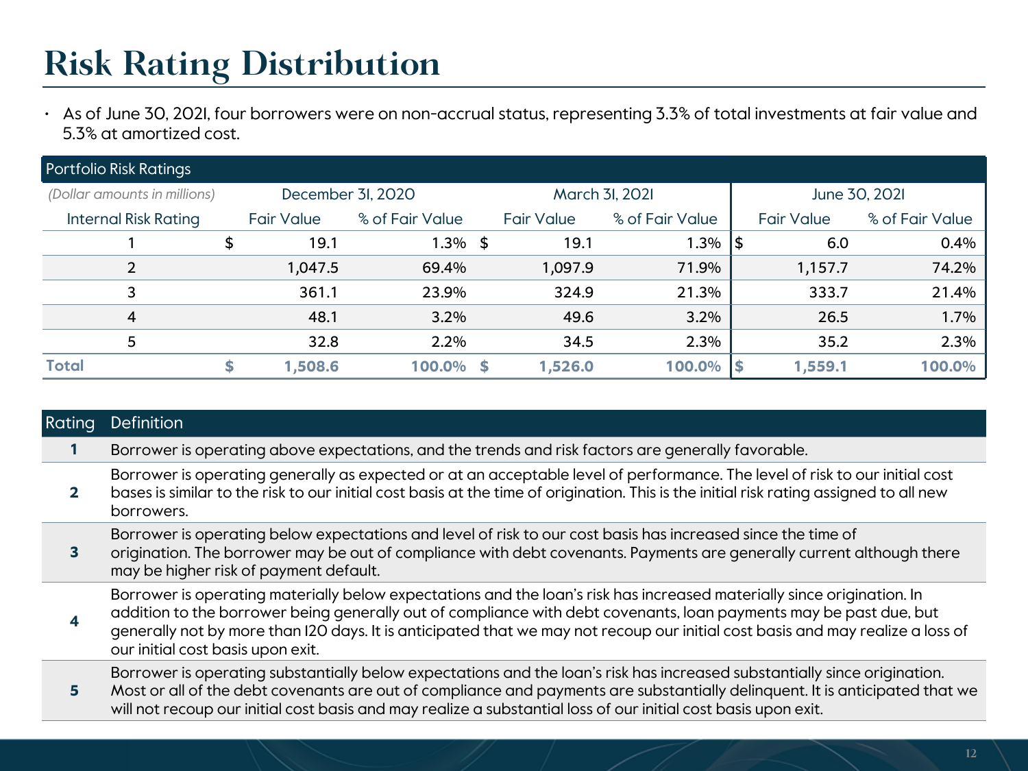# Risk Rating Distribution

- As of June 30, 2021, four borrowers were on non-accrual status, representing 3.3% of total investments at fair value and 5.3% at amortized cost.

| Portfolio Risk Ratings | | | | | | |
|---|---|---|---|---|---|---|
| *(Dollar amounts in millions)* | December 31, 2020 | | March 31, 2021 | | June 30, 2021 | |
| Internal Risk Rating | Fair Value | % of Fair Value | Fair Value | % of Fair Value | Fair Value | % of Fair Value |
| 1 | $ 19.1 | 1.3% | $ 19.1 | 1.3% | $ 6.0 | 0.4% |
| 2 | 1,047.5 | 69.4% | 1,097.9 | 71.9% | 1,157.7 | 74.2% |
| 3 | 361.1 | 23.9% | 324.9 | 21.3% | 333.7 | 21.4% |
| 4 | 48.1 | 3.2% | 49.6 | 3.2% | 26.5 | 1.7% |
| 5 | 32.8 | 2.2% | 34.5 | 2.3% | 35.2 | 2.3% |
| **Total** | **$ 1,508.6** | **100.0%** | **$ 1,526.0** | **100.0%** | **$ 1,559.1** | **100.0%** |

| Rating | Definition |
|---|---|
| **1** | Borrower is operating above expectations, and the trends and risk factors are generally favorable. |
| **2** | Borrower is operating generally as expected or at an acceptable level of performance. The level of risk to our initial cost bases is similar to the risk to our initial cost basis at the time of origination. This is the initial risk rating assigned to all new borrowers. |
| **3** | Borrower is operating below expectations and level of risk to our cost basis has increased since the time of origination. The borrower may be out of compliance with debt covenants. Payments are generally current although there may be higher risk of payment default. |
| **4** | Borrower is operating materially below expectations and the loan's risk has increased materially since origination. In addition to the borrower being generally out of compliance with debt covenants, loan payments may be past due, but generally not by more than 120 days. It is anticipated that we may not recoup our initial cost basis and may realize a loss of our initial cost basis upon exit. |
| **5** | Borrower is operating substantially below expectations and the loan's risk has increased substantially since origination. Most or all of the debt covenants are out of compliance and payments are substantially delinquent. It is anticipated that we will not recoup our initial cost basis and may realize a substantial loss of our initial cost basis upon exit. |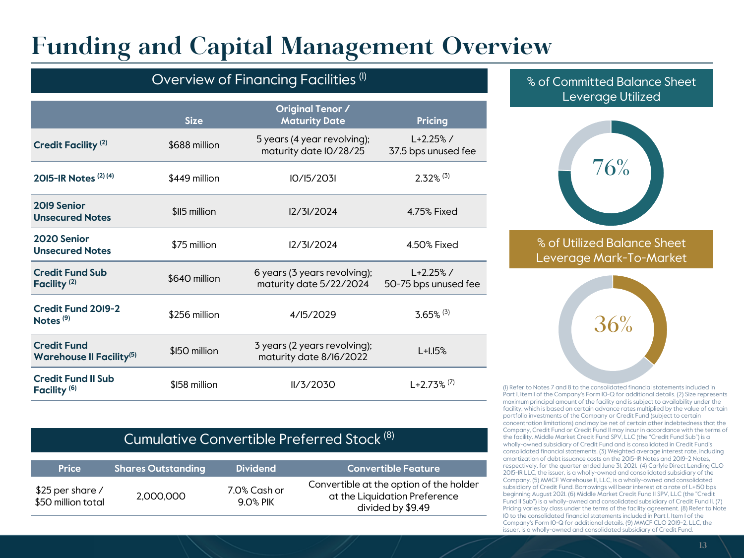# Funding and Capital Management Overview

## Overview of Financing Facilities [1]

| | Size | Original Tenor / Maturity Date | Pricing |
|---|---|---|---|
| **Credit Facility [2]** | $688 million | 5 years (4 year revolving); maturity date 10/28/25 | L+2.25% / 37.5 bps unused fee |
| **2015-IR Notes [2] [4]** | $449 million | 10/15/2031 | 2.32% [3] |
| **2019 Senior Unsecured Notes** | $115 million | 12/31/2024 | 4.75% Fixed |
| **2020 Senior Unsecured Notes** | $75 million | 12/31/2024 | 4.50% Fixed |
| **Credit Fund Sub Facility [2]** | $640 million | 6 years (3 years revolving); maturity date 5/22/2024 | L+2.25% / 50-75 bps unused fee |
| **Credit Fund 2019-2 Notes [9]** | $256 million | 4/15/2029 | 3.65% [3] |
| **Credit Fund Warehouse II Facility[5]** | $150 million | 3 years (2 years revolving); maturity date 8/16/2022 | L+1.15% |
| **Credit Fund II Sub Facility [6]** | $158 million | 11/3/2030 | L+2.73% [7] |

## Cumulative Convertible Preferred Stock [8]

| Price | Shares Outstanding | Dividend | Convertible Feature |
|---|---|---|---|
| $25 per share / $50 million total | 2,000,000 | 7.0% Cash or 9.0% PIK | Convertible at the option of the holder at the Liquidation Preference divided by $9.49 |

## % of Committed Balance Sheet Leverage Utilized

76%

## % of Utilized Balance Sheet Leverage Mark-To-Market

36%

(1) Refer to Notes 7 and 8 to the consolidated financial statements included in Part I, Item I of the Company's Form 10-Q for additional details. (2) Size represents maximum principal amount of the facility and is subject to availability under the facility, which is based on certain advance rates multiplied by the value of certain portfolio investments of the Company or Credit Fund (subject to certain concentration limitations) and may be net of certain other indebtedness that the Company, Credit Fund or Credit Fund II may incur in accordance with the terms of the facility. Middle Market Credit Fund SPV, LLC (the "Credit Fund Sub") is a wholly-owned subsidiary of Credit Fund and is consolidated in Credit Fund's consolidated financial statements. (3) Weighted average interest rate, including amortization of debt issuance costs on the 2015-IR Notes and 2019-2 Notes, respectively, for the quarter ended June 31, 2021. (4) Carlyle Direct Lending CLO 2015-IR LLC, the issuer, is a wholly-owned and consolidated subsidiary of the Company. (5) MMCF Warehouse II, LLC, is a wholly-owned and consolidated subsidiary of Credit Fund. Borrowings will bear interest at a rate of L+150 bps beginning August 2021. (6) Middle Market Credit Fund II SPV, LLC (the "Credit Fund II Sub") is a wholly-owned and consolidated subsidiary of Credit Fund II. (7) Pricing varies by class under the terms of the facility agreement. (8) Refer to Note 10 to the consolidated financial statements included in Part I, Item I of the Company's Form 10-Q for additional details. (9) MMCF CLO 2019-2, LLC, the issuer, is a wholly-owned and consolidated subsidiary of Credit Fund.